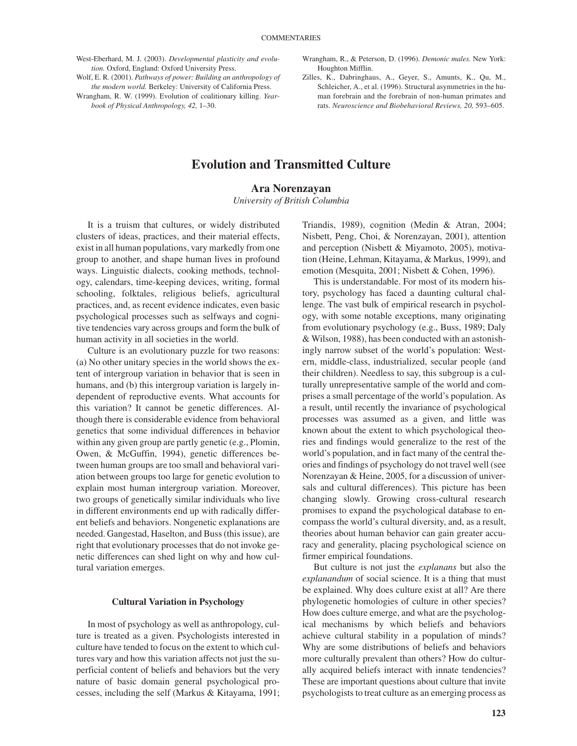West-Eberhard, M. J. (2003). *Developmental plasticity and evolution.* Oxford, England: Oxford University Press.

Wolf, E. R. (2001). *Pathways of power: Building an anthropology of the modern world.* Berkeley: University of California Press.

Wrangham, R. W. (1999). Evolution of coalitionary killing. *Yearbook of Physical Anthropology, 42,* 1–30.

Wrangham, R., & Peterson, D. (1996). *Demonic males.* New York: Houghton Mifflin.

Zilles, K., Dabringhaus, A., Geyer, S., Amunts, K., Qu, M., Schleicher, A., et al. (1996). Structural asymmetries in the human forebrain and the forebrain of non-human primates and rats. *Neuroscience and Biobehavioral Reviews, 20,* 593–605.

# Evolution and Transmitted Culture

**Ara Norenzayan**
*University of British Columbia*

It is a truism that cultures, or widely distributed clusters of ideas, practices, and their material effects, exist in all human populations, vary markedly from one group to another, and shape human lives in profound ways. Linguistic dialects, cooking methods, technology, calendars, time-keeping devices, writing, formal schooling, folktales, religious beliefs, agricultural practices, and, as recent evidence indicates, even basic psychological processes such as selfways and cognitive tendencies vary across groups and form the bulk of human activity in all societies in the world.

Culture is an evolutionary puzzle for two reasons: (a) No other unitary species in the world shows the extent of intergroup variation in behavior that is seen in humans, and (b) this intergroup variation is largely independent of reproductive events. What accounts for this variation? It cannot be genetic differences. Although there is considerable evidence from behavioral genetics that some individual differences in behavior within any given group are partly genetic (e.g., Plomin, Owen, & McGuffin, 1994), genetic differences between human groups are too small and behavioral variation between groups too large for genetic evolution to explain most human intergroup variation. Moreover, two groups of genetically similar individuals who live in different environments end up with radically different beliefs and behaviors. Nongenetic explanations are needed. Gangestad, Haselton, and Buss (this issue), are right that evolutionary processes that do not invoke genetic differences can shed light on why and how cultural variation emerges.

## Cultural Variation in Psychology

In most of psychology as well as anthropology, culture is treated as a given. Psychologists interested in culture have tended to focus on the extent to which cultures vary and how this variation affects not just the superficial content of beliefs and behaviors but the very nature of basic domain general psychological processes, including the self (Markus & Kitayama, 1991; Triandis, 1989), cognition (Medin & Atran, 2004; Nisbett, Peng, Choi, & Norenzayan, 2001), attention and perception (Nisbett & Miyamoto, 2005), motivation (Heine, Lehman, Kitayama, & Markus, 1999), and emotion (Mesquita, 2001; Nisbett & Cohen, 1996).

This is understandable. For most of its modern history, psychology has faced a daunting cultural challenge. The vast bulk of empirical research in psychology, with some notable exceptions, many originating from evolutionary psychology (e.g., Buss, 1989; Daly & Wilson, 1988), has been conducted with an astonishingly narrow subset of the world's population: Western, middle-class, industrialized, secular people (and their children). Needless to say, this subgroup is a culturally unrepresentative sample of the world and comprises a small percentage of the world's population. As a result, until recently the invariance of psychological processes was assumed as a given, and little was known about the extent to which psychological theories and findings would generalize to the rest of the world's population, and in fact many of the central theories and findings of psychology do not travel well (see Norenzayan & Heine, 2005, for a discussion of universals and cultural differences). This picture has been changing slowly. Growing cross-cultural research promises to expand the psychological database to encompass the world's cultural diversity, and, as a result, theories about human behavior can gain greater accuracy and generality, placing psychological science on firmer empirical foundations.

But culture is not just the *explanans* but also the *explanandum* of social science. It is a thing that must be explained. Why does culture exist at all? Are there phylogenetic homologies of culture in other species? How does culture emerge, and what are the psychological mechanisms by which beliefs and behaviors achieve cultural stability in a population of minds? Why are some distributions of beliefs and behaviors more culturally prevalent than others? How do culturally acquired beliefs interact with innate tendencies? These are important questions about culture that invite psychologists to treat culture as an emerging process as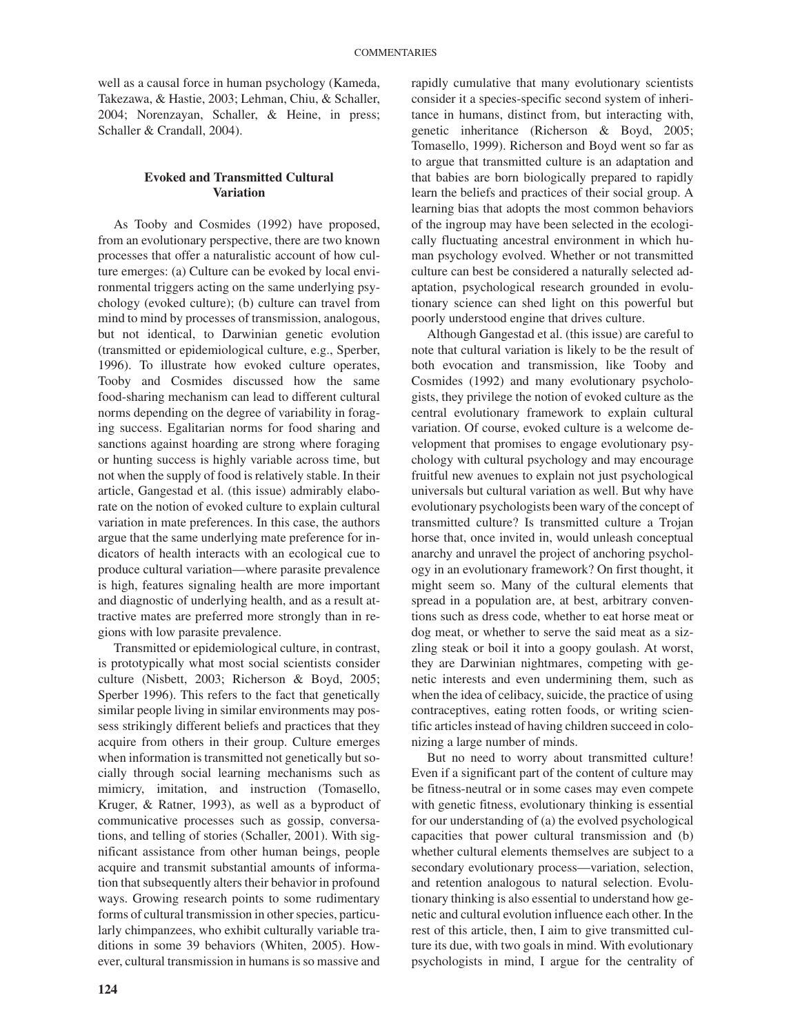well as a causal force in human psychology (Kameda, Takezawa, & Hastie, 2003; Lehman, Chiu, & Schaller, 2004; Norenzayan, Schaller, & Heine, in press; Schaller & Crandall, 2004).

## Evoked and Transmitted Cultural Variation

As Tooby and Cosmides (1992) have proposed, from an evolutionary perspective, there are two known processes that offer a naturalistic account of how culture emerges: (a) Culture can be evoked by local environmental triggers acting on the same underlying psychology (evoked culture); (b) culture can travel from mind to mind by processes of transmission, analogous, but not identical, to Darwinian genetic evolution (transmitted or epidemiological culture, e.g., Sperber, 1996). To illustrate how evoked culture operates, Tooby and Cosmides discussed how the same food-sharing mechanism can lead to different cultural norms depending on the degree of variability in foraging success. Egalitarian norms for food sharing and sanctions against hoarding are strong where foraging or hunting success is highly variable across time, but not when the supply of food is relatively stable. In their article, Gangestad et al. (this issue) admirably elaborate on the notion of evoked culture to explain cultural variation in mate preferences. In this case, the authors argue that the same underlying mate preference for indicators of health interacts with an ecological cue to produce cultural variation—where parasite prevalence is high, features signaling health are more important and diagnostic of underlying health, and as a result attractive mates are preferred more strongly than in regions with low parasite prevalence.

Transmitted or epidemiological culture, in contrast, is prototypically what most social scientists consider culture (Nisbett, 2003; Richerson & Boyd, 2005; Sperber 1996). This refers to the fact that genetically similar people living in similar environments may possess strikingly different beliefs and practices that they acquire from others in their group. Culture emerges when information is transmitted not genetically but socially through social learning mechanisms such as mimicry, imitation, and instruction (Tomasello, Kruger, & Ratner, 1993), as well as a byproduct of communicative processes such as gossip, conversations, and telling of stories (Schaller, 2001). With significant assistance from other human beings, people acquire and transmit substantial amounts of information that subsequently alters their behavior in profound ways. Growing research points to some rudimentary forms of cultural transmission in other species, particularly chimpanzees, who exhibit culturally variable traditions in some 39 behaviors (Whiten, 2005). However, cultural transmission in humans is so massive and rapidly cumulative that many evolutionary scientists consider it a species-specific second system of inheritance in humans, distinct from, but interacting with, genetic inheritance (Richerson & Boyd, 2005; Tomasello, 1999). Richerson and Boyd went so far as to argue that transmitted culture is an adaptation and that babies are born biologically prepared to rapidly learn the beliefs and practices of their social group. A learning bias that adopts the most common behaviors of the ingroup may have been selected in the ecologically fluctuating ancestral environment in which human psychology evolved. Whether or not transmitted culture can best be considered a naturally selected adaptation, psychological research grounded in evolutionary science can shed light on this powerful but poorly understood engine that drives culture.

Although Gangestad et al. (this issue) are careful to note that cultural variation is likely to be the result of both evocation and transmission, like Tooby and Cosmides (1992) and many evolutionary psychologists, they privilege the notion of evoked culture as the central evolutionary framework to explain cultural variation. Of course, evoked culture is a welcome development that promises to engage evolutionary psychology with cultural psychology and may encourage fruitful new avenues to explain not just psychological universals but cultural variation as well. But why have evolutionary psychologists been wary of the concept of transmitted culture? Is transmitted culture a Trojan horse that, once invited in, would unleash conceptual anarchy and unravel the project of anchoring psychology in an evolutionary framework? On first thought, it might seem so. Many of the cultural elements that spread in a population are, at best, arbitrary conventions such as dress code, whether to eat horse meat or dog meat, or whether to serve the said meat as a sizzling steak or boil it into a goopy goulash. At worst, they are Darwinian nightmares, competing with genetic interests and even undermining them, such as when the idea of celibacy, suicide, the practice of using contraceptives, eating rotten foods, or writing scientific articles instead of having children succeed in colonizing a large number of minds.

But no need to worry about transmitted culture! Even if a significant part of the content of culture may be fitness-neutral or in some cases may even compete with genetic fitness, evolutionary thinking is essential for our understanding of (a) the evolved psychological capacities that power cultural transmission and (b) whether cultural elements themselves are subject to a secondary evolutionary process—variation, selection, and retention analogous to natural selection. Evolutionary thinking is also essential to understand how genetic and cultural evolution influence each other. In the rest of this article, then, I aim to give transmitted culture its due, with two goals in mind. With evolutionary psychologists in mind, I argue for the centrality of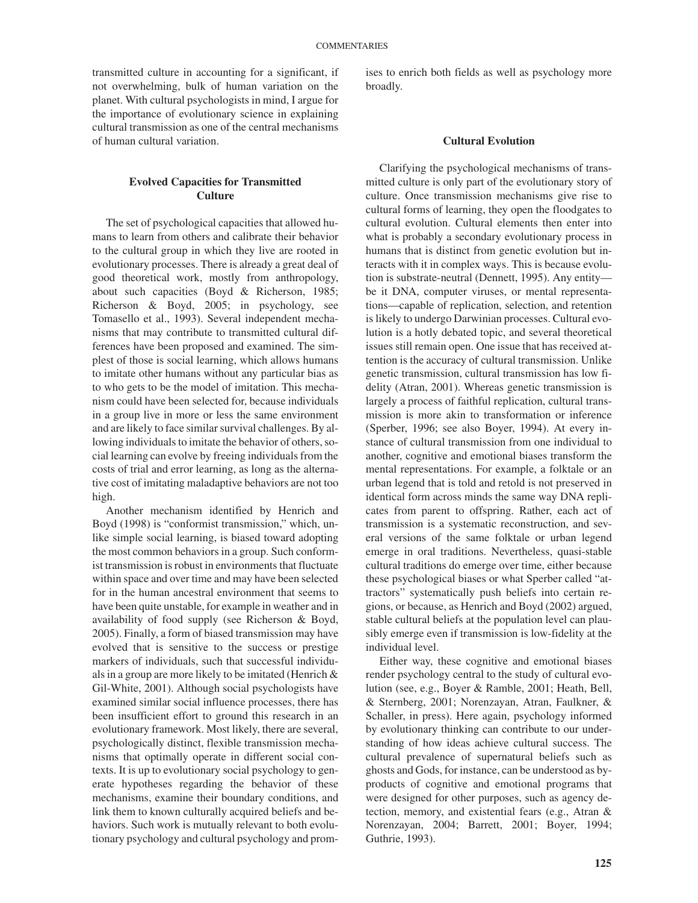transmitted culture in accounting for a significant, if not overwhelming, bulk of human variation on the planet. With cultural psychologists in mind, I argue for the importance of evolutionary science in explaining cultural transmission as one of the central mechanisms of human cultural variation.

## Evolved Capacities for Transmitted Culture

The set of psychological capacities that allowed humans to learn from others and calibrate their behavior to the cultural group in which they live are rooted in evolutionary processes. There is already a great deal of good theoretical work, mostly from anthropology, about such capacities (Boyd & Richerson, 1985; Richerson & Boyd, 2005; in psychology, see Tomasello et al., 1993). Several independent mechanisms that may contribute to transmitted cultural differences have been proposed and examined. The simplest of those is social learning, which allows humans to imitate other humans without any particular bias as to who gets to be the model of imitation. This mechanism could have been selected for, because individuals in a group live in more or less the same environment and are likely to face similar survival challenges. By allowing individuals to imitate the behavior of others, social learning can evolve by freeing individuals from the costs of trial and error learning, as long as the alternative cost of imitating maladaptive behaviors are not too high.

Another mechanism identified by Henrich and Boyd (1998) is "conformist transmission," which, unlike simple social learning, is biased toward adopting the most common behaviors in a group. Such conformist transmission is robust in environments that fluctuate within space and over time and may have been selected for in the human ancestral environment that seems to have been quite unstable, for example in weather and in availability of food supply (see Richerson & Boyd, 2005). Finally, a form of biased transmission may have evolved that is sensitive to the success or prestige markers of individuals, such that successful individuals in a group are more likely to be imitated (Henrich & Gil-White, 2001). Although social psychologists have examined similar social influence processes, there has been insufficient effort to ground this research in an evolutionary framework. Most likely, there are several, psychologically distinct, flexible transmission mechanisms that optimally operate in different social contexts. It is up to evolutionary social psychology to generate hypotheses regarding the behavior of these mechanisms, examine their boundary conditions, and link them to known culturally acquired beliefs and behaviors. Such work is mutually relevant to both evolutionary psychology and cultural psychology and promises to enrich both fields as well as psychology more broadly.

## Cultural Evolution

Clarifying the psychological mechanisms of transmitted culture is only part of the evolutionary story of culture. Once transmission mechanisms give rise to cultural forms of learning, they open the floodgates to cultural evolution. Cultural elements then enter into what is probably a secondary evolutionary process in humans that is distinct from genetic evolution but interacts with it in complex ways. This is because evolution is substrate-neutral (Dennett, 1995). Any entity—be it DNA, computer viruses, or mental representations—capable of replication, selection, and retention is likely to undergo Darwinian processes. Cultural evolution is a hotly debated topic, and several theoretical issues still remain open. One issue that has received attention is the accuracy of cultural transmission. Unlike genetic transmission, cultural transmission has low fidelity (Atran, 2001). Whereas genetic transmission is largely a process of faithful replication, cultural transmission is more akin to transformation or inference (Sperber, 1996; see also Boyer, 1994). At every instance of cultural transmission from one individual to another, cognitive and emotional biases transform the mental representations. For example, a folktale or an urban legend that is told and retold is not preserved in identical form across minds the same way DNA replicates from parent to offspring. Rather, each act of transmission is a systematic reconstruction, and several versions of the same folktale or urban legend emerge in oral traditions. Nevertheless, quasi-stable cultural traditions do emerge over time, either because these psychological biases or what Sperber called "attractors" systematically push beliefs into certain regions, or because, as Henrich and Boyd (2002) argued, stable cultural beliefs at the population level can plausibly emerge even if transmission is low-fidelity at the individual level.

Either way, these cognitive and emotional biases render psychology central to the study of cultural evolution (see, e.g., Boyer & Ramble, 2001; Heath, Bell, & Sternberg, 2001; Norenzayan, Atran, Faulkner, & Schaller, in press). Here again, psychology informed by evolutionary thinking can contribute to our understanding of how ideas achieve cultural success. The cultural prevalence of supernatural beliefs such as ghosts and Gods, for instance, can be understood as byproducts of cognitive and emotional programs that were designed for other purposes, such as agency detection, memory, and existential fears (e.g., Atran & Norenzayan, 2004; Barrett, 2001; Boyer, 1994; Guthrie, 1993).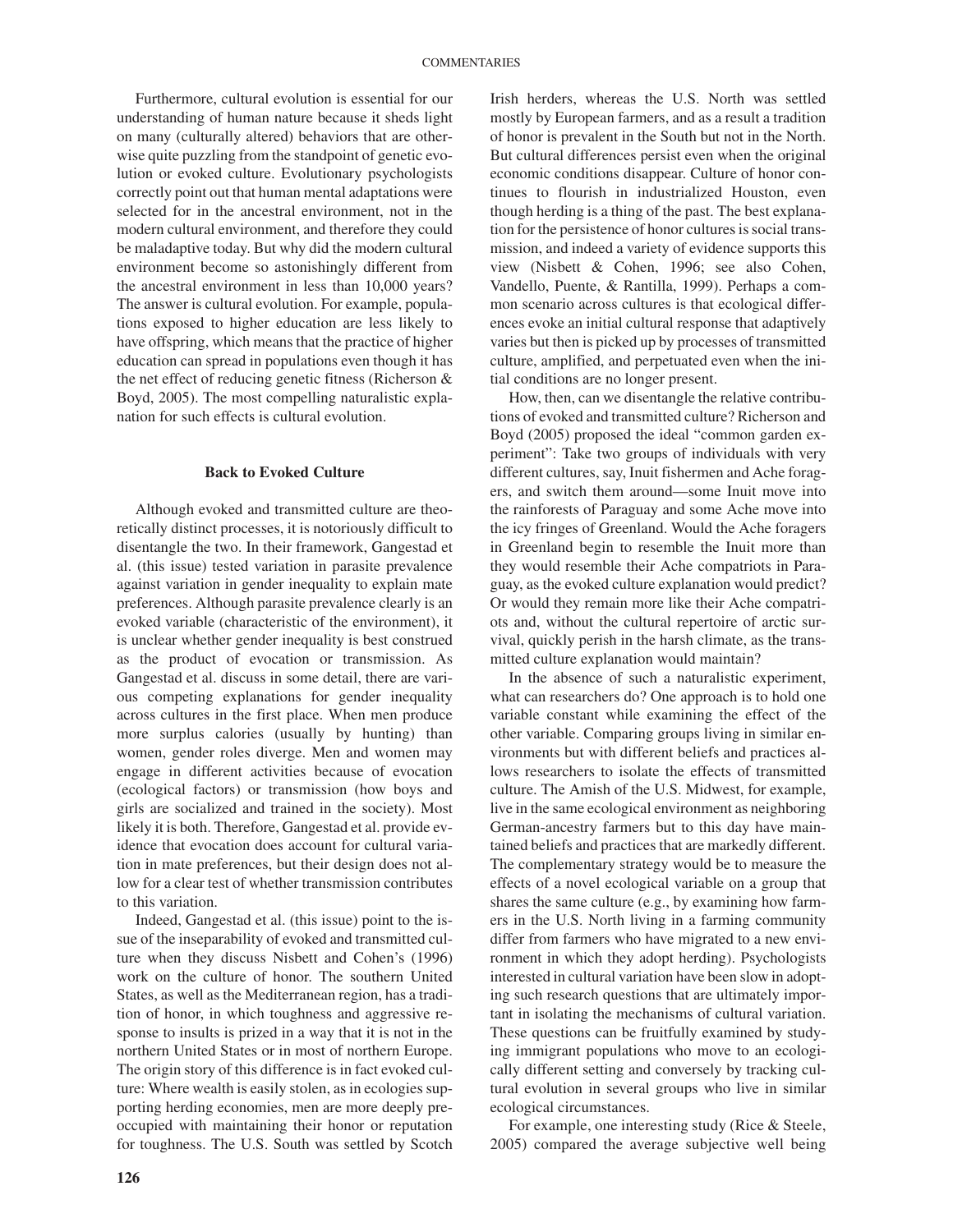Furthermore, cultural evolution is essential for our understanding of human nature because it sheds light on many (culturally altered) behaviors that are otherwise quite puzzling from the standpoint of genetic evolution or evoked culture. Evolutionary psychologists correctly point out that human mental adaptations were selected for in the ancestral environment, not in the modern cultural environment, and therefore they could be maladaptive today. But why did the modern cultural environment become so astonishingly different from the ancestral environment in less than 10,000 years? The answer is cultural evolution. For example, populations exposed to higher education are less likely to have offspring, which means that the practice of higher education can spread in populations even though it has the net effect of reducing genetic fitness (Richerson & Boyd, 2005). The most compelling naturalistic explanation for such effects is cultural evolution.

## Back to Evoked Culture

Although evoked and transmitted culture are theoretically distinct processes, it is notoriously difficult to disentangle the two. In their framework, Gangestad et al. (this issue) tested variation in parasite prevalence against variation in gender inequality to explain mate preferences. Although parasite prevalence clearly is an evoked variable (characteristic of the environment), it is unclear whether gender inequality is best construed as the product of evocation or transmission. As Gangestad et al. discuss in some detail, there are various competing explanations for gender inequality across cultures in the first place. When men produce more surplus calories (usually by hunting) than women, gender roles diverge. Men and women may engage in different activities because of evocation (ecological factors) or transmission (how boys and girls are socialized and trained in the society). Most likely it is both. Therefore, Gangestad et al. provide evidence that evocation does account for cultural variation in mate preferences, but their design does not allow for a clear test of whether transmission contributes to this variation.

Indeed, Gangestad et al. (this issue) point to the issue of the inseparability of evoked and transmitted culture when they discuss Nisbett and Cohen's (1996) work on the culture of honor. The southern United States, as well as the Mediterranean region, has a tradition of honor, in which toughness and aggressive response to insults is prized in a way that it is not in the northern United States or in most of northern Europe. The origin story of this difference is in fact evoked culture: Where wealth is easily stolen, as in ecologies supporting herding economies, men are more deeply preoccupied with maintaining their honor or reputation for toughness. The U.S. South was settled by Scotch Irish herders, whereas the U.S. North was settled mostly by European farmers, and as a result a tradition of honor is prevalent in the South but not in the North. But cultural differences persist even when the original economic conditions disappear. Culture of honor continues to flourish in industrialized Houston, even though herding is a thing of the past. The best explanation for the persistence of honor cultures is social transmission, and indeed a variety of evidence supports this view (Nisbett & Cohen, 1996; see also Cohen, Vandello, Puente, & Rantilla, 1999). Perhaps a common scenario across cultures is that ecological differences evoke an initial cultural response that adaptively varies but then is picked up by processes of transmitted culture, amplified, and perpetuated even when the initial conditions are no longer present.

How, then, can we disentangle the relative contributions of evoked and transmitted culture? Richerson and Boyd (2005) proposed the ideal "common garden experiment": Take two groups of individuals with very different cultures, say, Inuit fishermen and Ache foragers, and switch them around—some Inuit move into the rainforests of Paraguay and some Ache move into the icy fringes of Greenland. Would the Ache foragers in Greenland begin to resemble the Inuit more than they would resemble their Ache compatriots in Paraguay, as the evoked culture explanation would predict? Or would they remain more like their Ache compatriots and, without the cultural repertoire of arctic survival, quickly perish in the harsh climate, as the transmitted culture explanation would maintain?

In the absence of such a naturalistic experiment, what can researchers do? One approach is to hold one variable constant while examining the effect of the other variable. Comparing groups living in similar environments but with different beliefs and practices allows researchers to isolate the effects of transmitted culture. The Amish of the U.S. Midwest, for example, live in the same ecological environment as neighboring German-ancestry farmers but to this day have maintained beliefs and practices that are markedly different. The complementary strategy would be to measure the effects of a novel ecological variable on a group that shares the same culture (e.g., by examining how farmers in the U.S. North living in a farming community differ from farmers who have migrated to a new environment in which they adopt herding). Psychologists interested in cultural variation have been slow in adopting such research questions that are ultimately important in isolating the mechanisms of cultural variation. These questions can be fruitfully examined by studying immigrant populations who move to an ecologically different setting and conversely by tracking cultural evolution in several groups who live in similar ecological circumstances.

For example, one interesting study (Rice & Steele, 2005) compared the average subjective well being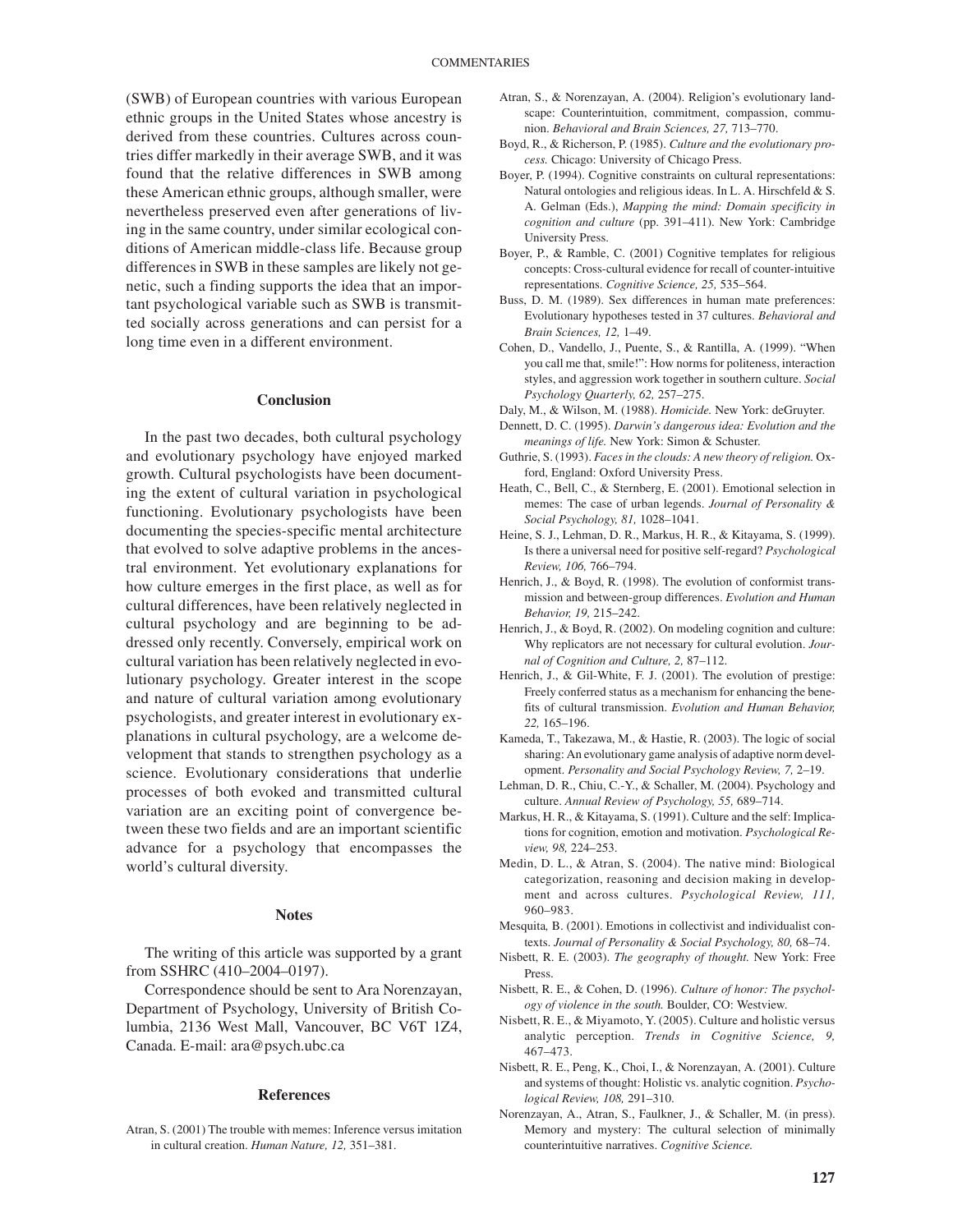(SWB) of European countries with various European ethnic groups in the United States whose ancestry is derived from these countries. Cultures across countries differ markedly in their average SWB, and it was found that the relative differences in SWB among these American ethnic groups, although smaller, were nevertheless preserved even after generations of living in the same country, under similar ecological conditions of American middle-class life. Because group differences in SWB in these samples are likely not genetic, such a finding supports the idea that an important psychological variable such as SWB is transmitted socially across generations and can persist for a long time even in a different environment.

## Conclusion

In the past two decades, both cultural psychology and evolutionary psychology have enjoyed marked growth. Cultural psychologists have been documenting the extent of cultural variation in psychological functioning. Evolutionary psychologists have been documenting the species-specific mental architecture that evolved to solve adaptive problems in the ancestral environment. Yet evolutionary explanations for how culture emerges in the first place, as well as for cultural differences, have been relatively neglected in cultural psychology and are beginning to be addressed only recently. Conversely, empirical work on cultural variation has been relatively neglected in evolutionary psychology. Greater interest in the scope and nature of cultural variation among evolutionary psychologists, and greater interest in evolutionary explanations in cultural psychology, are a welcome development that stands to strengthen psychology as a science. Evolutionary considerations that underlie processes of both evoked and transmitted cultural variation are an exciting point of convergence between these two fields and are an important scientific advance for a psychology that encompasses the world's cultural diversity.

## Notes

The writing of this article was supported by a grant from SSHRC (410–2004–0197).

Correspondence should be sent to Ara Norenzayan, Department of Psychology, University of British Columbia, 2136 West Mall, Vancouver, BC V6T 1Z4, Canada. E-mail: ara@psych.ubc.ca

## References

Atran, S. (2001) The trouble with memes: Inference versus imitation in cultural creation. *Human Nature, 12,* 351–381.

Atran, S., & Norenzayan, A. (2004). Religion's evolutionary landscape: Counterintuition, commitment, compassion, communion. *Behavioral and Brain Sciences, 27,* 713–770.

Boyd, R., & Richerson, P. (1985). *Culture and the evolutionary process.* Chicago: University of Chicago Press.

Boyer, P. (1994). Cognitive constraints on cultural representations: Natural ontologies and religious ideas. In L. A. Hirschfeld & S. A. Gelman (Eds.), *Mapping the mind: Domain specificity in cognition and culture* (pp. 391–411). New York: Cambridge University Press.

Boyer, P., & Ramble, C. (2001) Cognitive templates for religious concepts: Cross-cultural evidence for recall of counter-intuitive representations. *Cognitive Science, 25,* 535–564.

Buss, D. M. (1989). Sex differences in human mate preferences: Evolutionary hypotheses tested in 37 cultures. *Behavioral and Brain Sciences, 12,* 1–49.

Cohen, D., Vandello, J., Puente, S., & Rantilla, A. (1999). "When you call me that, smile!": How norms for politeness, interaction styles, and aggression work together in southern culture. *Social Psychology Quarterly, 62,* 257–275.

Daly, M., & Wilson, M. (1988). *Homicide.* New York: deGruyter.

Dennett, D. C. (1995). *Darwin's dangerous idea: Evolution and the meanings of life.* New York: Simon & Schuster.

Guthrie, S. (1993). *Faces in the clouds: A new theory of religion.* Oxford, England: Oxford University Press.

Heath, C., Bell, C., & Sternberg, E. (2001). Emotional selection in memes: The case of urban legends. *Journal of Personality & Social Psychology, 81,* 1028–1041.

Heine, S. J., Lehman, D. R., Markus, H. R., & Kitayama, S. (1999). Is there a universal need for positive self-regard? *Psychological Review, 106,* 766–794.

Henrich, J., & Boyd, R. (1998). The evolution of conformist transmission and between-group differences. *Evolution and Human Behavior, 19,* 215–242.

Henrich, J., & Boyd, R. (2002). On modeling cognition and culture: Why replicators are not necessary for cultural evolution. *Journal of Cognition and Culture, 2,* 87–112.

Henrich, J., & Gil-White, F. J. (2001). The evolution of prestige: Freely conferred status as a mechanism for enhancing the benefits of cultural transmission. *Evolution and Human Behavior, 22,* 165–196.

Kameda, T., Takezawa, M., & Hastie, R. (2003). The logic of social sharing: An evolutionary game analysis of adaptive norm development. *Personality and Social Psychology Review, 7,* 2–19.

Lehman, D. R., Chiu, C.-Y., & Schaller, M. (2004). Psychology and culture. *Annual Review of Psychology, 55,* 689–714.

Markus, H. R., & Kitayama, S. (1991). Culture and the self: Implications for cognition, emotion and motivation. *Psychological Review, 98,* 224–253.

Medin, D. L., & Atran, S. (2004). The native mind: Biological categorization, reasoning and decision making in development and across cultures. *Psychological Review, 111,* 960–983.

Mesquita, B. (2001). Emotions in collectivist and individualist contexts. *Journal of Personality & Social Psychology, 80,* 68–74.

Nisbett, R. E. (2003). *The geography of thought.* New York: Free Press.

Nisbett, R. E., & Cohen, D. (1996). *Culture of honor: The psychology of violence in the south.* Boulder, CO: Westview.

Nisbett, R. E., & Miyamoto, Y. (2005). Culture and holistic versus analytic perception. *Trends in Cognitive Science, 9,* 467–473.

Nisbett, R. E., Peng, K., Choi, I., & Norenzayan, A. (2001). Culture and systems of thought: Holistic vs. analytic cognition. *Psychological Review, 108,* 291–310.

Norenzayan, A., Atran, S., Faulkner, J., & Schaller, M. (in press). Memory and mystery: The cultural selection of minimally counterintuitive narratives. *Cognitive Science.*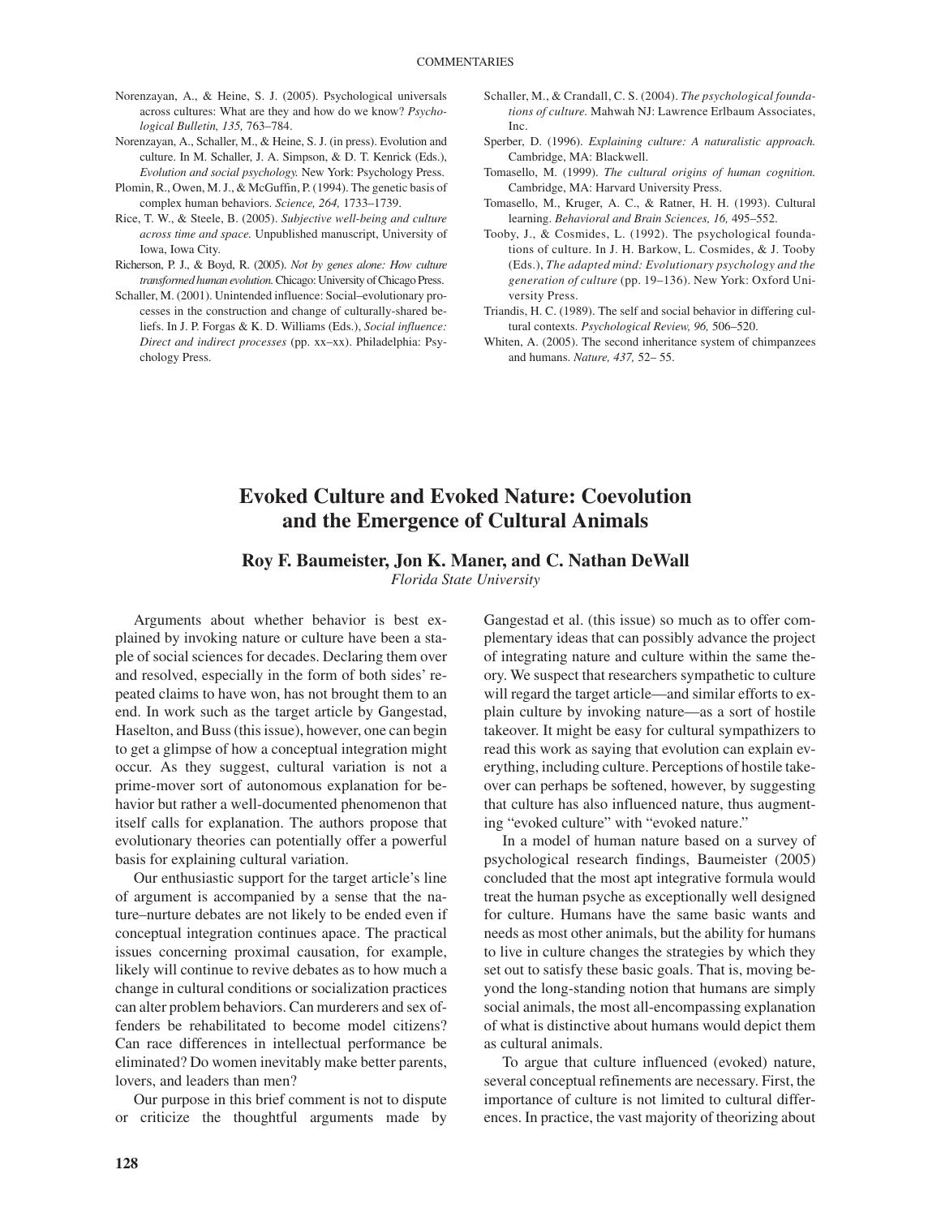Norenzayan, A., & Heine, S. J. (2005). Psychological universals across cultures: What are they and how do we know? *Psychological Bulletin, 135,* 763–784.

Norenzayan, A., Schaller, M., & Heine, S. J. (in press). Evolution and culture. In M. Schaller, J. A. Simpson, & D. T. Kenrick (Eds.), *Evolution and social psychology.* New York: Psychology Press.

Plomin, R., Owen, M. J., & McGuffin, P. (1994). The genetic basis of complex human behaviors. *Science, 264,* 1733–1739.

Rice, T. W., & Steele, B. (2005). *Subjective well-being and culture across time and space.* Unpublished manuscript, University of Iowa, Iowa City.

Richerson, P. J., & Boyd, R. (2005). *Not by genes alone: How culture transformed human evolution.* Chicago: University of Chicago Press.

Schaller, M. (2001). Unintended influence: Social–evolutionary processes in the construction and change of culturally-shared beliefs. In J. P. Forgas & K. D. Williams (Eds.), *Social influence: Direct and indirect processes* (pp. xx–xx). Philadelphia: Psychology Press.

Schaller, M., & Crandall, C. S. (2004). *The psychological foundations of culture.* Mahwah NJ: Lawrence Erlbaum Associates, Inc.

Sperber, D. (1996). *Explaining culture: A naturalistic approach.* Cambridge, MA: Blackwell.

Tomasello, M. (1999). *The cultural origins of human cognition.* Cambridge, MA: Harvard University Press.

Tomasello, M., Kruger, A. C., & Ratner, H. H. (1993). Cultural learning. *Behavioral and Brain Sciences, 16,* 495–552.

Tooby, J., & Cosmides, L. (1992). The psychological foundations of culture. In J. H. Barkow, L. Cosmides, & J. Tooby (Eds.), *The adapted mind: Evolutionary psychology and the generation of culture* (pp. 19–136). New York: Oxford University Press.

Triandis, H. C. (1989). The self and social behavior in differing cultural contexts. *Psychological Review, 96,* 506–520.

Whiten, A. (2005). The second inheritance system of chimpanzees and humans. *Nature, 437,* 52– 55.

# Evoked Culture and Evoked Nature: Coevolution and the Emergence of Cultural Animals

**Roy F. Baumeister, Jon K. Maner, and C. Nathan DeWall**
*Florida State University*

Arguments about whether behavior is best explained by invoking nature or culture have been a staple of social sciences for decades. Declaring them over and resolved, especially in the form of both sides' repeated claims to have won, has not brought them to an end. In work such as the target article by Gangestad, Haselton, and Buss (this issue), however, one can begin to get a glimpse of how a conceptual integration might occur. As they suggest, cultural variation is not a prime-mover sort of autonomous explanation for behavior but rather a well-documented phenomenon that itself calls for explanation. The authors propose that evolutionary theories can potentially offer a powerful basis for explaining cultural variation.

Our enthusiastic support for the target article's line of argument is accompanied by a sense that the nature–nurture debates are not likely to be ended even if conceptual integration continues apace. The practical issues concerning proximal causation, for example, likely will continue to revive debates as to how much a change in cultural conditions or socialization practices can alter problem behaviors. Can murderers and sex offenders be rehabilitated to become model citizens? Can race differences in intellectual performance be eliminated? Do women inevitably make better parents, lovers, and leaders than men?

Our purpose in this brief comment is not to dispute or criticize the thoughtful arguments made by Gangestad et al. (this issue) so much as to offer complementary ideas that can possibly advance the project of integrating nature and culture within the same theory. We suspect that researchers sympathetic to culture will regard the target article—and similar efforts to explain culture by invoking nature—as a sort of hostile takeover. It might be easy for cultural sympathizers to read this work as saying that evolution can explain everything, including culture. Perceptions of hostile takeover can perhaps be softened, however, by suggesting that culture has also influenced nature, thus augmenting "evoked culture" with "evoked nature."

In a model of human nature based on a survey of psychological research findings, Baumeister (2005) concluded that the most apt integrative formula would treat the human psyche as exceptionally well designed for culture. Humans have the same basic wants and needs as most other animals, but the ability for humans to live in culture changes the strategies by which they set out to satisfy these basic goals. That is, moving beyond the long-standing notion that humans are simply social animals, the most all-encompassing explanation of what is distinctive about humans would depict them as cultural animals.

To argue that culture influenced (evoked) nature, several conceptual refinements are necessary. First, the importance of culture is not limited to cultural differences. In practice, the vast majority of theorizing about